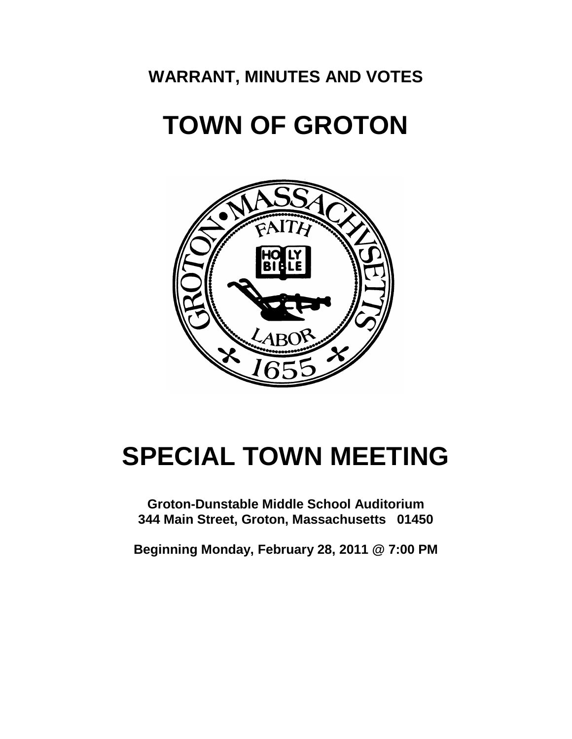**WARRANT, MINUTES AND VOTES**

# TOWN OF GROTON

# SPECIAL TOWN MEETING

**Groton-Dunstable Middle School Auditorium**
**344 Main Street, Groton, Massachusetts 01450**

**Beginning Monday, February 28, 2011 @ 7:00 PM**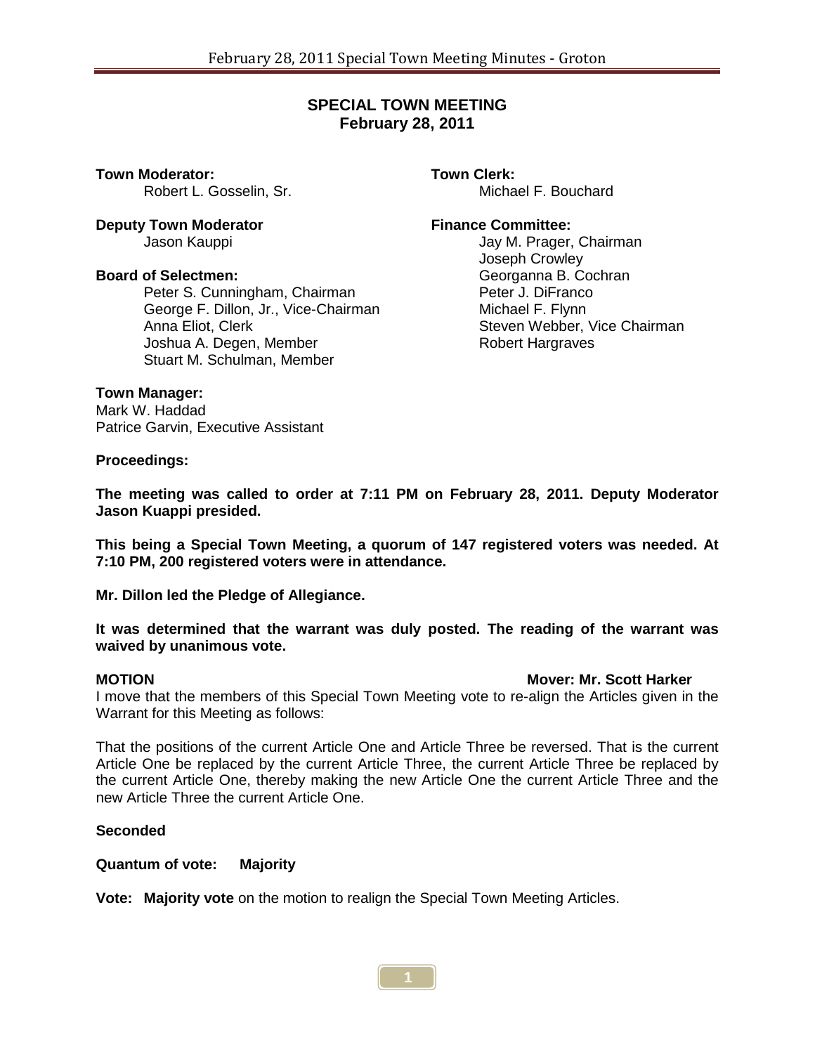## SPECIAL TOWN MEETING
### February 28, 2011

**Town Moderator:**
Robert L. Gosselin, Sr.

**Deputy Town Moderator**
Jason Kauppi

**Board of Selectmen:**
Peter S. Cunningham, Chairman
George F. Dillon, Jr., Vice-Chairman
Anna Eliot, Clerk
Joshua A. Degen, Member
Stuart M. Schulman, Member

**Town Manager:**
Mark W. Haddad
Patrice Garvin, Executive Assistant

**Town Clerk:**
Michael F. Bouchard

**Finance Committee:**
Jay M. Prager, Chairman
Joseph Crowley
Georganna B. Cochran
Peter J. DiFranco
Michael F. Flynn
Steven Webber, Vice Chairman
Robert Hargraves

**Proceedings:**

**The meeting was called to order at 7:11 PM on February 28, 2011. Deputy Moderator Jason Kuappi presided.**

**This being a Special Town Meeting, a quorum of 147 registered voters was needed. At 7:10 PM, 200 registered voters were in attendance.**

**Mr. Dillon led the Pledge of Allegiance.**

**It was determined that the warrant was duly posted. The reading of the warrant was waived by unanimous vote.**

**MOTION** **Mover: Mr. Scott Harker**

I move that the members of this Special Town Meeting vote to re-align the Articles given in the Warrant for this Meeting as follows:

That the positions of the current Article One and Article Three be reversed. That is the current Article One be replaced by the current Article Three, the current Article Three be replaced by the current Article One, thereby making the new Article One the current Article Three and the new Article Three the current Article One.

**Seconded**

**Quantum of vote: Majority**

**Vote: Majority vote** on the motion to realign the Special Town Meeting Articles.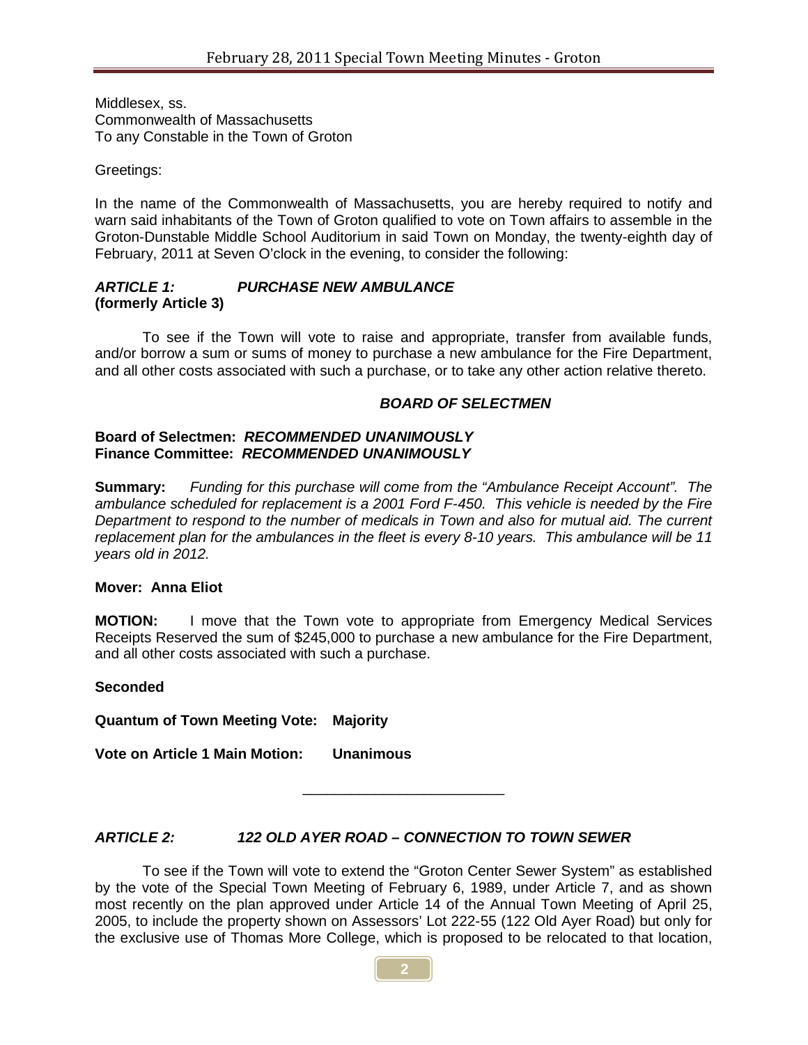Middlesex, ss.
Commonwealth of Massachusetts
To any Constable in the Town of Groton

Greetings:

In the name of the Commonwealth of Massachusetts, you are hereby required to notify and warn said inhabitants of the Town of Groton qualified to vote on Town affairs to assemble in the Groton-Dunstable Middle School Auditorium in said Town on Monday, the twenty-eighth day of February, 2011 at Seven O'clock in the evening, to consider the following:

***ARTICLE 1: PURCHASE NEW AMBULANCE***
**(formerly Article 3)**

To see if the Town will vote to raise and appropriate, transfer from available funds, and/or borrow a sum or sums of money to purchase a new ambulance for the Fire Department, and all other costs associated with such a purchase, or to take any other action relative thereto.

***BOARD OF SELECTMEN***

**Board of Selectmen: *RECOMMENDED UNANIMOUSLY***
**Finance Committee: *RECOMMENDED UNANIMOUSLY***

**Summary:** *Funding for this purchase will come from the "Ambulance Receipt Account". The ambulance scheduled for replacement is a 2001 Ford F-450. This vehicle is needed by the Fire Department to respond to the number of medicals in Town and also for mutual aid. The current replacement plan for the ambulances in the fleet is every 8-10 years. This ambulance will be 11 years old in 2012.*

**Mover: Anna Eliot**

**MOTION:** I move that the Town vote to appropriate from Emergency Medical Services Receipts Reserved the sum of $245,000 to purchase a new ambulance for the Fire Department, and all other costs associated with such a purchase.

**Seconded**

**Quantum of Town Meeting Vote: Majority**

**Vote on Article 1 Main Motion: Unanimous**

---

***ARTICLE 2: 122 OLD AYER ROAD – CONNECTION TO TOWN SEWER***

To see if the Town will vote to extend the "Groton Center Sewer System" as established by the vote of the Special Town Meeting of February 6, 1989, under Article 7, and as shown most recently on the plan approved under Article 14 of the Annual Town Meeting of April 25, 2005, to include the property shown on Assessors' Lot 222-55 (122 Old Ayer Road) but only for the exclusive use of Thomas More College, which is proposed to be relocated to that location,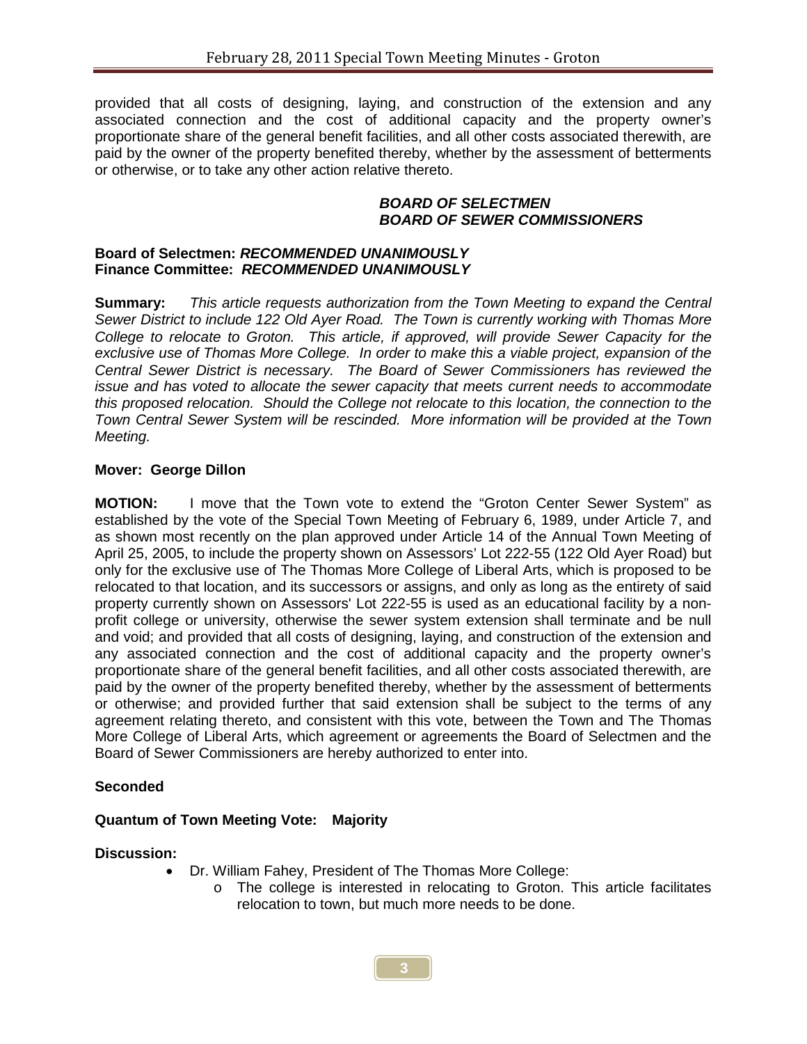provided that all costs of designing, laying, and construction of the extension and any associated connection and the cost of additional capacity and the property owner's proportionate share of the general benefit facilities, and all other costs associated therewith, are paid by the owner of the property benefited thereby, whether by the assessment of betterments or otherwise, or to take any other action relative thereto.

***BOARD OF SELECTMEN***
***BOARD OF SEWER COMMISSIONERS***

**Board of Selectmen: *RECOMMENDED UNANIMOUSLY***
**Finance Committee: *RECOMMENDED UNANIMOUSLY***

**Summary:** *This article requests authorization from the Town Meeting to expand the Central Sewer District to include 122 Old Ayer Road. The Town is currently working with Thomas More College to relocate to Groton. This article, if approved, will provide Sewer Capacity for the exclusive use of Thomas More College. In order to make this a viable project, expansion of the Central Sewer District is necessary. The Board of Sewer Commissioners has reviewed the issue and has voted to allocate the sewer capacity that meets current needs to accommodate this proposed relocation. Should the College not relocate to this location, the connection to the Town Central Sewer System will be rescinded. More information will be provided at the Town Meeting.*

**Mover: George Dillon**

**MOTION:** I move that the Town vote to extend the "Groton Center Sewer System" as established by the vote of the Special Town Meeting of February 6, 1989, under Article 7, and as shown most recently on the plan approved under Article 14 of the Annual Town Meeting of April 25, 2005, to include the property shown on Assessors' Lot 222-55 (122 Old Ayer Road) but only for the exclusive use of The Thomas More College of Liberal Arts, which is proposed to be relocated to that location, and its successors or assigns, and only as long as the entirety of said property currently shown on Assessors' Lot 222-55 is used as an educational facility by a non-profit college or university, otherwise the sewer system extension shall terminate and be null and void; and provided that all costs of designing, laying, and construction of the extension and any associated connection and the cost of additional capacity and the property owner's proportionate share of the general benefit facilities, and all other costs associated therewith, are paid by the owner of the property benefited thereby, whether by the assessment of betterments or otherwise; and provided further that said extension shall be subject to the terms of any agreement relating thereto, and consistent with this vote, between the Town and The Thomas More College of Liberal Arts, which agreement or agreements the Board of Selectmen and the Board of Sewer Commissioners are hereby authorized to enter into.

**Seconded**

**Quantum of Town Meeting Vote: Majority**

**Discussion:**

- Dr. William Fahey, President of The Thomas More College:
  - The college is interested in relocating to Groton. This article facilitates relocation to town, but much more needs to be done.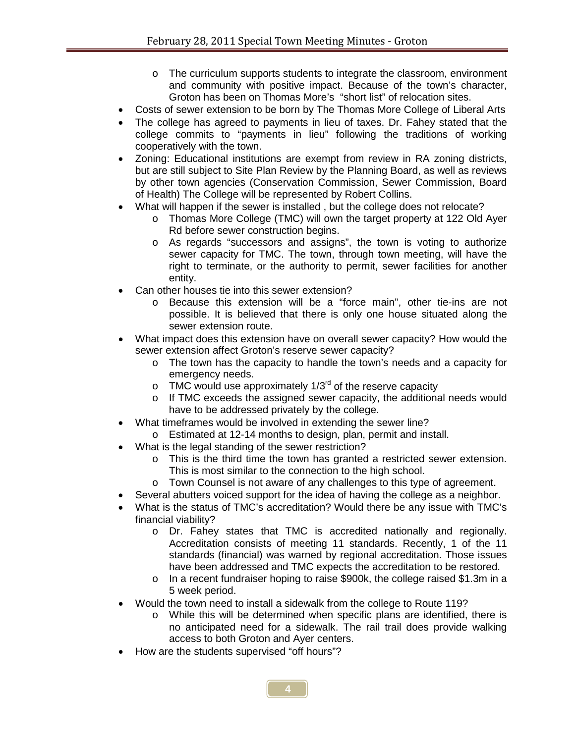- The curriculum supports students to integrate the classroom, environment and community with positive impact. Because of the town's character, Groton has been on Thomas More's "short list" of relocation sites.
- Costs of sewer extension to be born by The Thomas More College of Liberal Arts
- The college has agreed to payments in lieu of taxes. Dr. Fahey stated that the college commits to "payments in lieu" following the traditions of working cooperatively with the town.
- Zoning: Educational institutions are exempt from review in RA zoning districts, but are still subject to Site Plan Review by the Planning Board, as well as reviews by other town agencies (Conservation Commission, Sewer Commission, Board of Health) The College will be represented by Robert Collins.
- What will happen if the sewer is installed , but the college does not relocate?
  - Thomas More College (TMC) will own the target property at 122 Old Ayer Rd before sewer construction begins.
  - As regards "successors and assigns", the town is voting to authorize sewer capacity for TMC. The town, through town meeting, will have the right to terminate, or the authority to permit, sewer facilities for another entity.
- Can other houses tie into this sewer extension?
  - Because this extension will be a "force main", other tie-ins are not possible. It is believed that there is only one house situated along the sewer extension route.
- What impact does this extension have on overall sewer capacity? How would the sewer extension affect Groton's reserve sewer capacity?
  - The town has the capacity to handle the town's needs and a capacity for emergency needs.
  - TMC would use approximately 1/3rd of the reserve capacity
  - If TMC exceeds the assigned sewer capacity, the additional needs would have to be addressed privately by the college.
- What timeframes would be involved in extending the sewer line?
  - Estimated at 12-14 months to design, plan, permit and install.
- What is the legal standing of the sewer restriction?
  - This is the third time the town has granted a restricted sewer extension. This is most similar to the connection to the high school.
  - Town Counsel is not aware of any challenges to this type of agreement.
- Several abutters voiced support for the idea of having the college as a neighbor.
- What is the status of TMC's accreditation? Would there be any issue with TMC's financial viability?
  - Dr. Fahey states that TMC is accredited nationally and regionally. Accreditation consists of meeting 11 standards. Recently, 1 of the 11 standards (financial) was warned by regional accreditation. Those issues have been addressed and TMC expects the accreditation to be restored.
  - In a recent fundraiser hoping to raise $900k, the college raised $1.3m in a 5 week period.
- Would the town need to install a sidewalk from the college to Route 119?
  - While this will be determined when specific plans are identified, there is no anticipated need for a sidewalk. The rail trail does provide walking access to both Groton and Ayer centers.
- How are the students supervised "off hours"?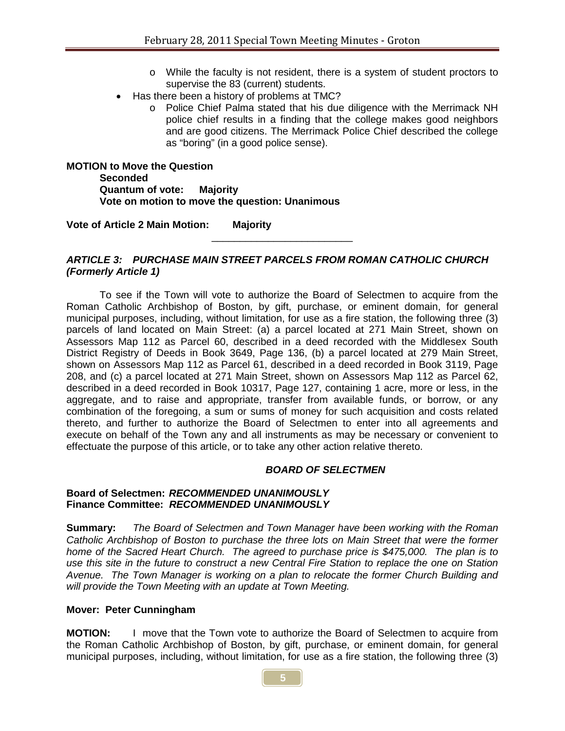- While the faculty is not resident, there is a system of student proctors to supervise the 83 (current) students.
- Has there been a history of problems at TMC?
  - Police Chief Palma stated that his due diligence with the Merrimack NH police chief results in a finding that the college makes good neighbors and are good citizens. The Merrimack Police Chief described the college as "boring" (in a good police sense).

**MOTION to Move the Question**
**Seconded**
**Quantum of vote: Majority**
**Vote on motion to move the question: Unanimous**

**Vote of Article 2 Main Motion: Majority**

---

***ARTICLE 3: PURCHASE MAIN STREET PARCELS FROM ROMAN CATHOLIC CHURCH (Formerly Article 1)***

To see if the Town will vote to authorize the Board of Selectmen to acquire from the Roman Catholic Archbishop of Boston, by gift, purchase, or eminent domain, for general municipal purposes, including, without limitation, for use as a fire station, the following three (3) parcels of land located on Main Street: (a) a parcel located at 271 Main Street, shown on Assessors Map 112 as Parcel 60, described in a deed recorded with the Middlesex South District Registry of Deeds in Book 3649, Page 136, (b) a parcel located at 279 Main Street, shown on Assessors Map 112 as Parcel 61, described in a deed recorded in Book 3119, Page 208, and (c) a parcel located at 271 Main Street, shown on Assessors Map 112 as Parcel 62, described in a deed recorded in Book 10317, Page 127, containing 1 acre, more or less, in the aggregate, and to raise and appropriate, transfer from available funds, or borrow, or any combination of the foregoing, a sum or sums of money for such acquisition and costs related thereto, and further to authorize the Board of Selectmen to enter into all agreements and execute on behalf of the Town any and all instruments as may be necessary or convenient to effectuate the purpose of this article, or to take any other action relative thereto.

***BOARD OF SELECTMEN***

**Board of Selectmen: *RECOMMENDED UNANIMOUSLY***
**Finance Committee: *RECOMMENDED UNANIMOUSLY***

**Summary:** *The Board of Selectmen and Town Manager have been working with the Roman Catholic Archbishop of Boston to purchase the three lots on Main Street that were the former home of the Sacred Heart Church. The agreed to purchase price is $475,000. The plan is to use this site in the future to construct a new Central Fire Station to replace the one on Station Avenue. The Town Manager is working on a plan to relocate the former Church Building and will provide the Town Meeting with an update at Town Meeting.*

**Mover: Peter Cunningham**

**MOTION:** I move that the Town vote to authorize the Board of Selectmen to acquire from the Roman Catholic Archbishop of Boston, by gift, purchase, or eminent domain, for general municipal purposes, including, without limitation, for use as a fire station, the following three (3)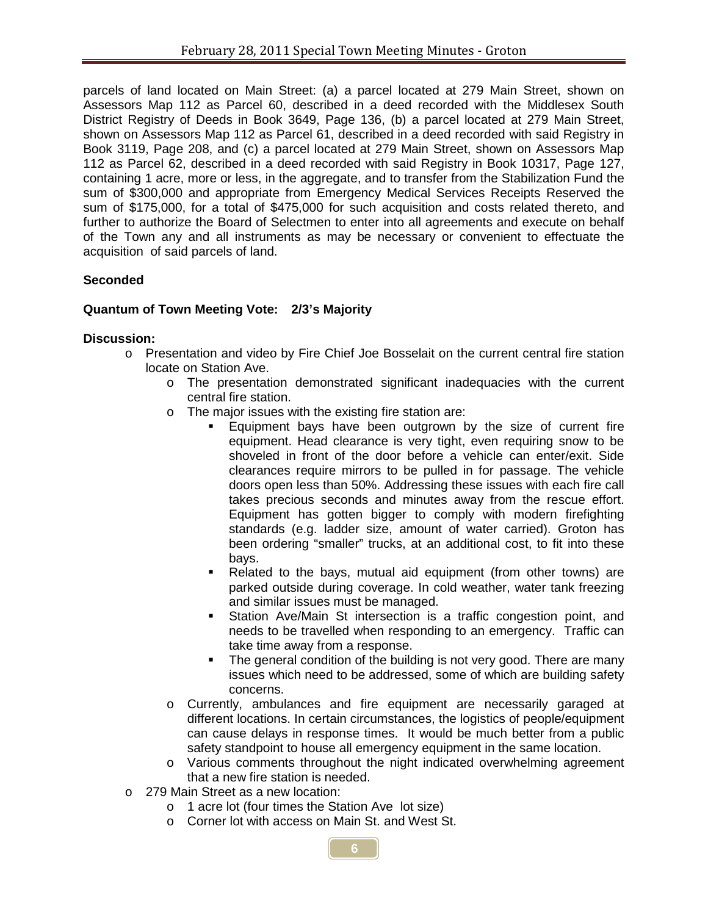parcels of land located on Main Street: (a) a parcel located at 279 Main Street, shown on Assessors Map 112 as Parcel 60, described in a deed recorded with the Middlesex South District Registry of Deeds in Book 3649, Page 136, (b) a parcel located at 279 Main Street, shown on Assessors Map 112 as Parcel 61, described in a deed recorded with said Registry in Book 3119, Page 208, and (c) a parcel located at 279 Main Street, shown on Assessors Map 112 as Parcel 62, described in a deed recorded with said Registry in Book 10317, Page 127, containing 1 acre, more or less, in the aggregate, and to transfer from the Stabilization Fund the sum of $300,000 and appropriate from Emergency Medical Services Receipts Reserved the sum of $175,000, for a total of $475,000 for such acquisition and costs related thereto, and further to authorize the Board of Selectmen to enter into all agreements and execute on behalf of the Town any and all instruments as may be necessary or convenient to effectuate the acquisition of said parcels of land.

**Seconded**

**Quantum of Town Meeting Vote: 2/3's Majority**

**Discussion:**

- Presentation and video by Fire Chief Joe Bosselait on the current central fire station locate on Station Ave.
  - The presentation demonstrated significant inadequacies with the current central fire station.
  - The major issues with the existing fire station are:
    - Equipment bays have been outgrown by the size of current fire equipment. Head clearance is very tight, even requiring snow to be shoveled in front of the door before a vehicle can enter/exit. Side clearances require mirrors to be pulled in for passage. The vehicle doors open less than 50%. Addressing these issues with each fire call takes precious seconds and minutes away from the rescue effort. Equipment has gotten bigger to comply with modern firefighting standards (e.g. ladder size, amount of water carried). Groton has been ordering "smaller" trucks, at an additional cost, to fit into these bays.
    - Related to the bays, mutual aid equipment (from other towns) are parked outside during coverage. In cold weather, water tank freezing and similar issues must be managed.
    - Station Ave/Main St intersection is a traffic congestion point, and needs to be travelled when responding to an emergency. Traffic can take time away from a response.
    - The general condition of the building is not very good. There are many issues which need to be addressed, some of which are building safety concerns.
  - Currently, ambulances and fire equipment are necessarily garaged at different locations. In certain circumstances, the logistics of people/equipment can cause delays in response times. It would be much better from a public safety standpoint to house all emergency equipment in the same location.
  - Various comments throughout the night indicated overwhelming agreement that a new fire station is needed.
- 279 Main Street as a new location:
  - 1 acre lot (four times the Station Ave lot size)
  - Corner lot with access on Main St. and West St.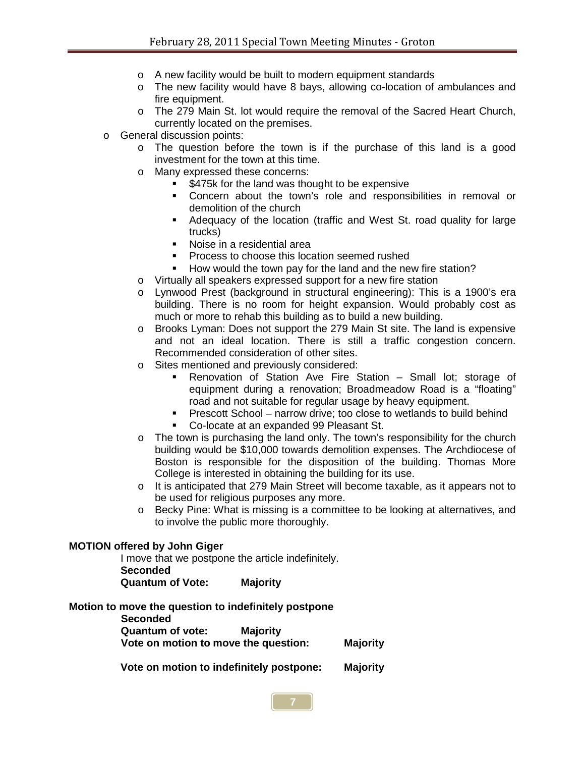- A new facility would be built to modern equipment standards
  - The new facility would have 8 bays, allowing co-location of ambulances and fire equipment.
  - The 279 Main St. lot would require the removal of the Sacred Heart Church, currently located on the premises.
- General discussion points:
  - The question before the town is if the purchase of this land is a good investment for the town at this time.
  - Many expressed these concerns:
    - $475k for the land was thought to be expensive
    - Concern about the town's role and responsibilities in removal or demolition of the church
    - Adequacy of the location (traffic and West St. road quality for large trucks)
    - Noise in a residential area
    - Process to choose this location seemed rushed
    - How would the town pay for the land and the new fire station?
  - Virtually all speakers expressed support for a new fire station
  - Lynwood Prest (background in structural engineering): This is a 1900's era building. There is no room for height expansion. Would probably cost as much or more to rehab this building as to build a new building.
  - Brooks Lyman: Does not support the 279 Main St site. The land is expensive and not an ideal location. There is still a traffic congestion concern. Recommended consideration of other sites.
  - Sites mentioned and previously considered:
    - Renovation of Station Ave Fire Station – Small lot; storage of equipment during a renovation; Broadmeadow Road is a "floating" road and not suitable for regular usage by heavy equipment.
    - Prescott School – narrow drive; too close to wetlands to build behind
    - Co-locate at an expanded 99 Pleasant St.
  - The town is purchasing the land only. The town's responsibility for the church building would be $10,000 towards demolition expenses. The Archdiocese of Boston is responsible for the disposition of the building. Thomas More College is interested in obtaining the building for its use.
  - It is anticipated that 279 Main Street will become taxable, as it appears not to be used for religious purposes any more.
  - Becky Pine: What is missing is a committee to be looking at alternatives, and to involve the public more thoroughly.

**MOTION offered by John Giger**

I move that we postpone the article indefinitely.
**Seconded**
**Quantum of Vote: Majority**

**Motion to move the question to indefinitely postpone**

**Seconded**
**Quantum of vote: Majority**
**Vote on motion to move the question: Majority**

**Vote on motion to indefinitely postpone: Majority**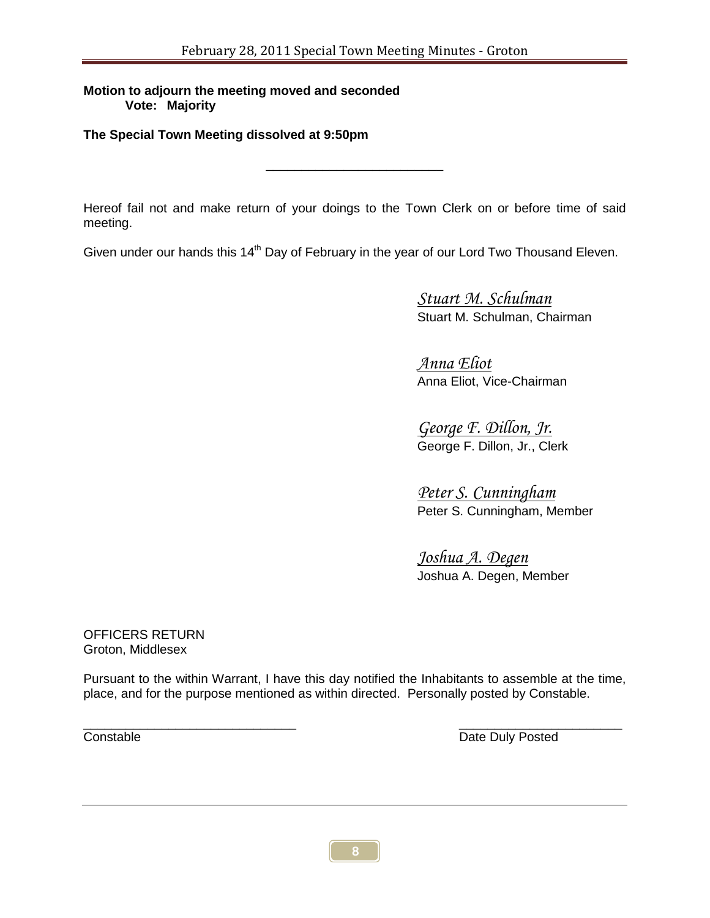**Motion to adjourn the meeting moved and seconded**
**Vote: Majority**

**The Special Town Meeting dissolved at 9:50pm**

---

Hereof fail not and make return of your doings to the Town Clerk on or before time of said meeting.

Given under our hands this 14th Day of February in the year of our Lord Two Thousand Eleven.

*Stuart M. Schulman*
Stuart M. Schulman, Chairman

*Anna Eliot*
Anna Eliot, Vice-Chairman

*George F. Dillon, Jr.*
George F. Dillon, Jr., Clerk

*Peter S. Cunningham*
Peter S. Cunningham, Member

*Joshua A. Degen*
Joshua A. Degen, Member

OFFICERS RETURN
Groton, Middlesex

Pursuant to the within Warrant, I have this day notified the Inhabitants to assemble at the time, place, and for the purpose mentioned as within directed. Personally posted by Constable.

_______________________________ Constable

_______________________________ Date Duly Posted